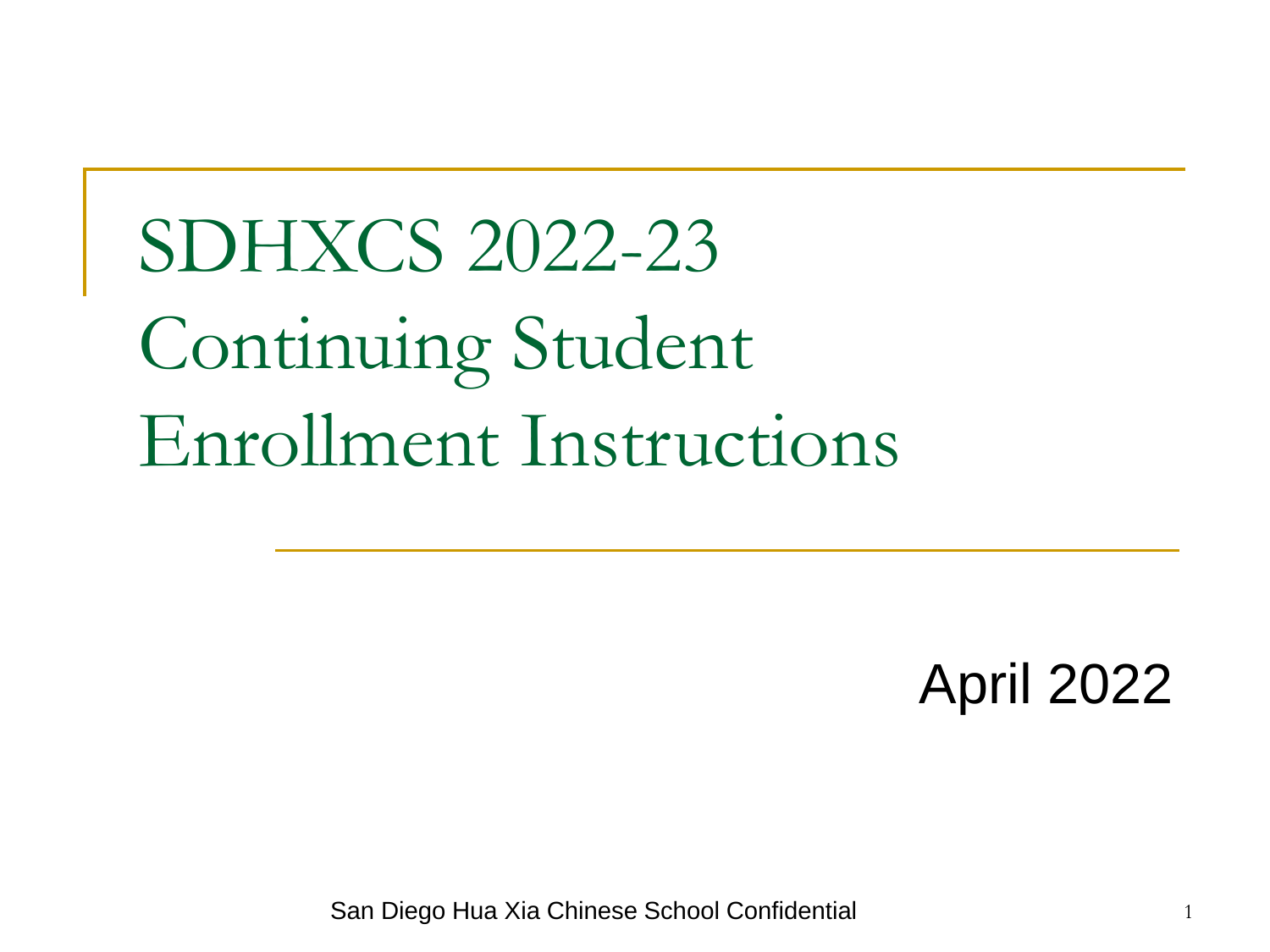# SDHXCS 2022-23 Continuing Student Enrollment Instructions

April 2022

San Diego Hua Xia Chinese School Confidential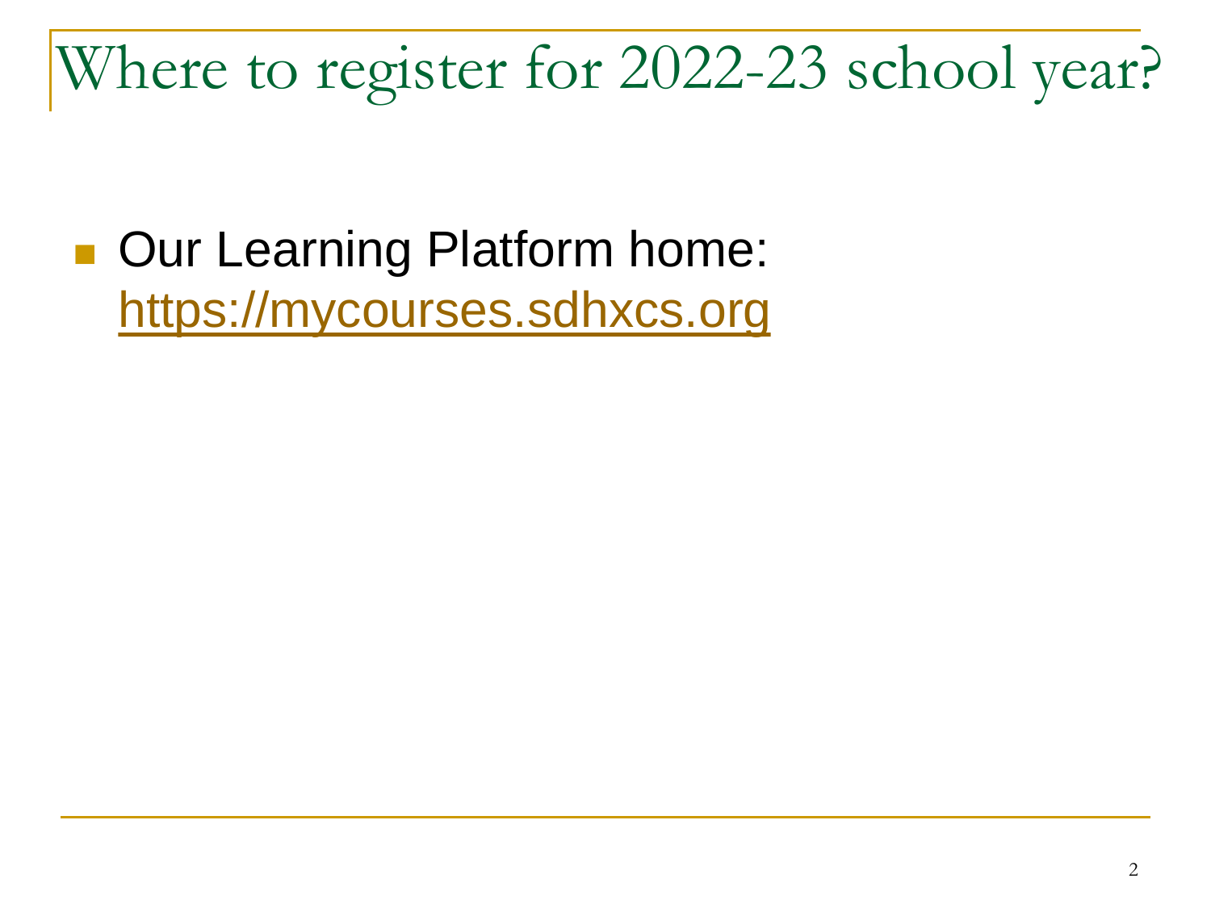# Where to register for 2022-23 school year?

- Our Learning Platform home: https://mycourses.sdhxcs.org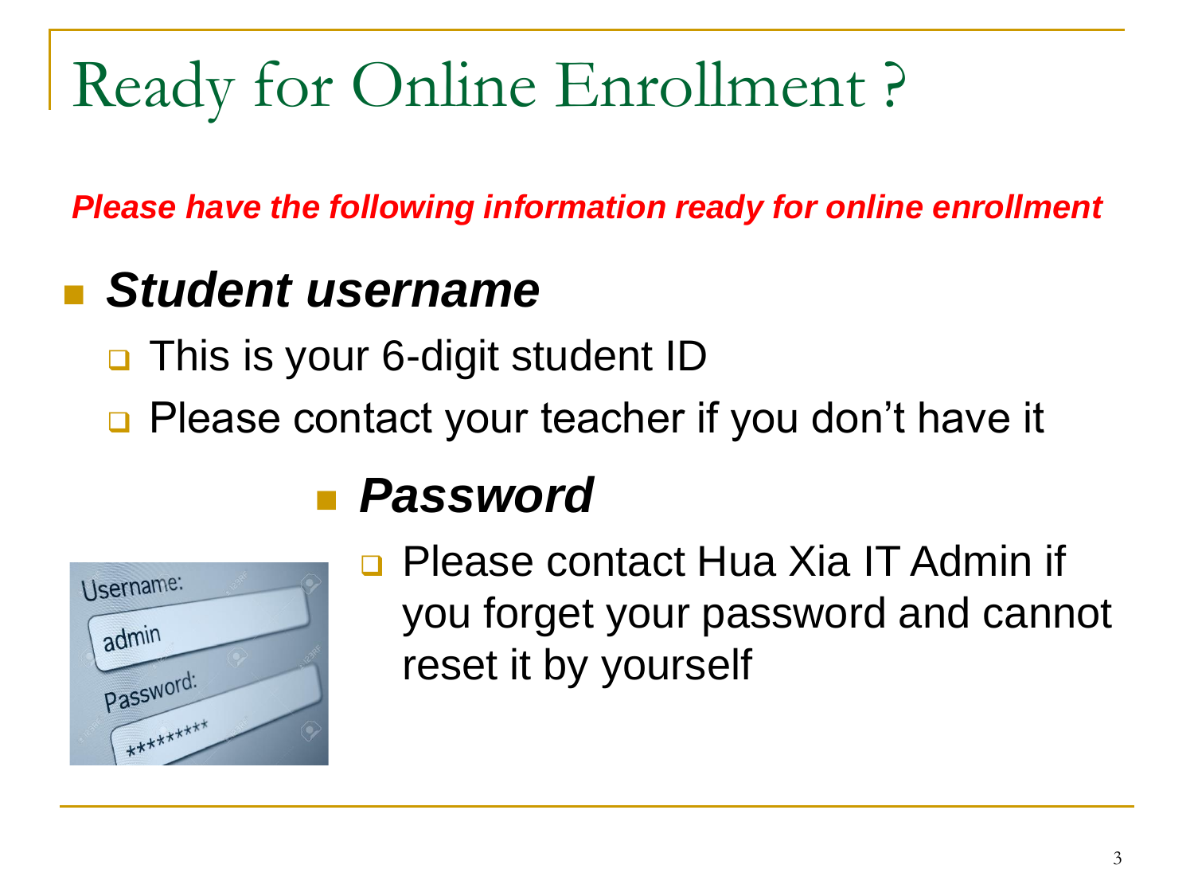# Ready for Online Enrollment ?

***Please have the following information ready for online enrollment***

- ***Student username***
  - This is your 6-digit student ID
  - Please contact your teacher if you don't have it
- ***Password***
  - Please contact Hua Xia IT Admin if you forget your password and cannot reset it by yourself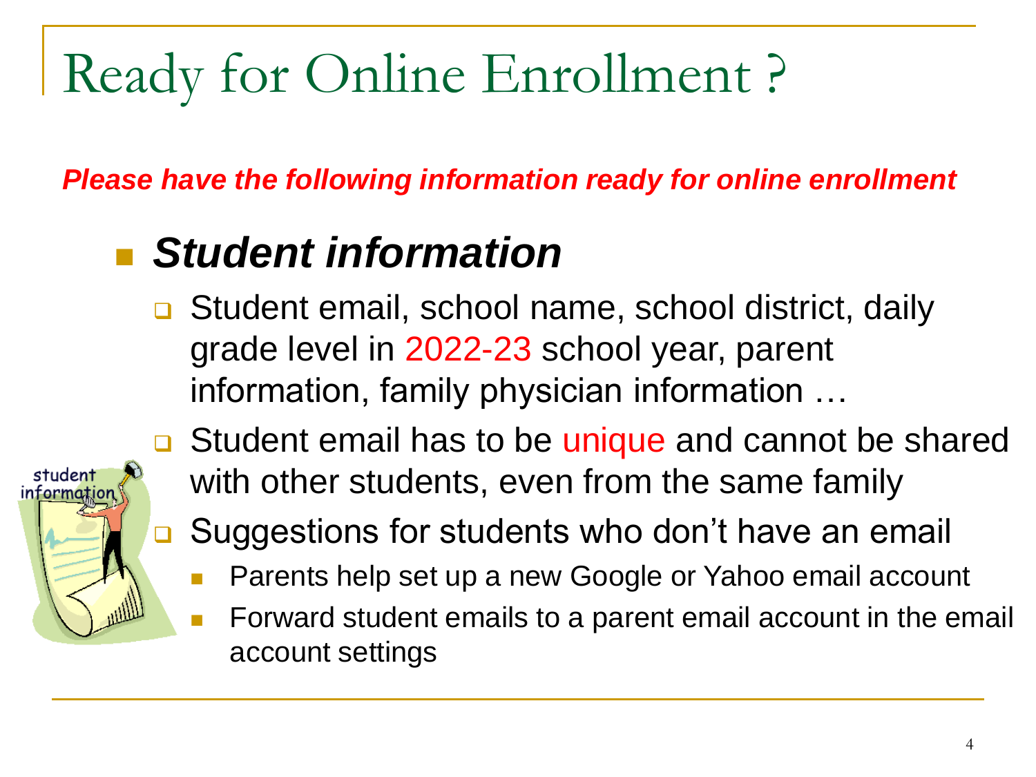# Ready for Online Enrollment ?

***Please have the following information ready for online enrollment***

- ***Student information***
  - Student email, school name, school district, daily grade level in 2022-23 school year, parent information, family physician information …
  - Student email has to be unique and cannot be shared with other students, even from the same family
  - Suggestions for students who don't have an email
    - Parents help set up a new Google or Yahoo email account
    - Forward student emails to a parent email account in the email account settings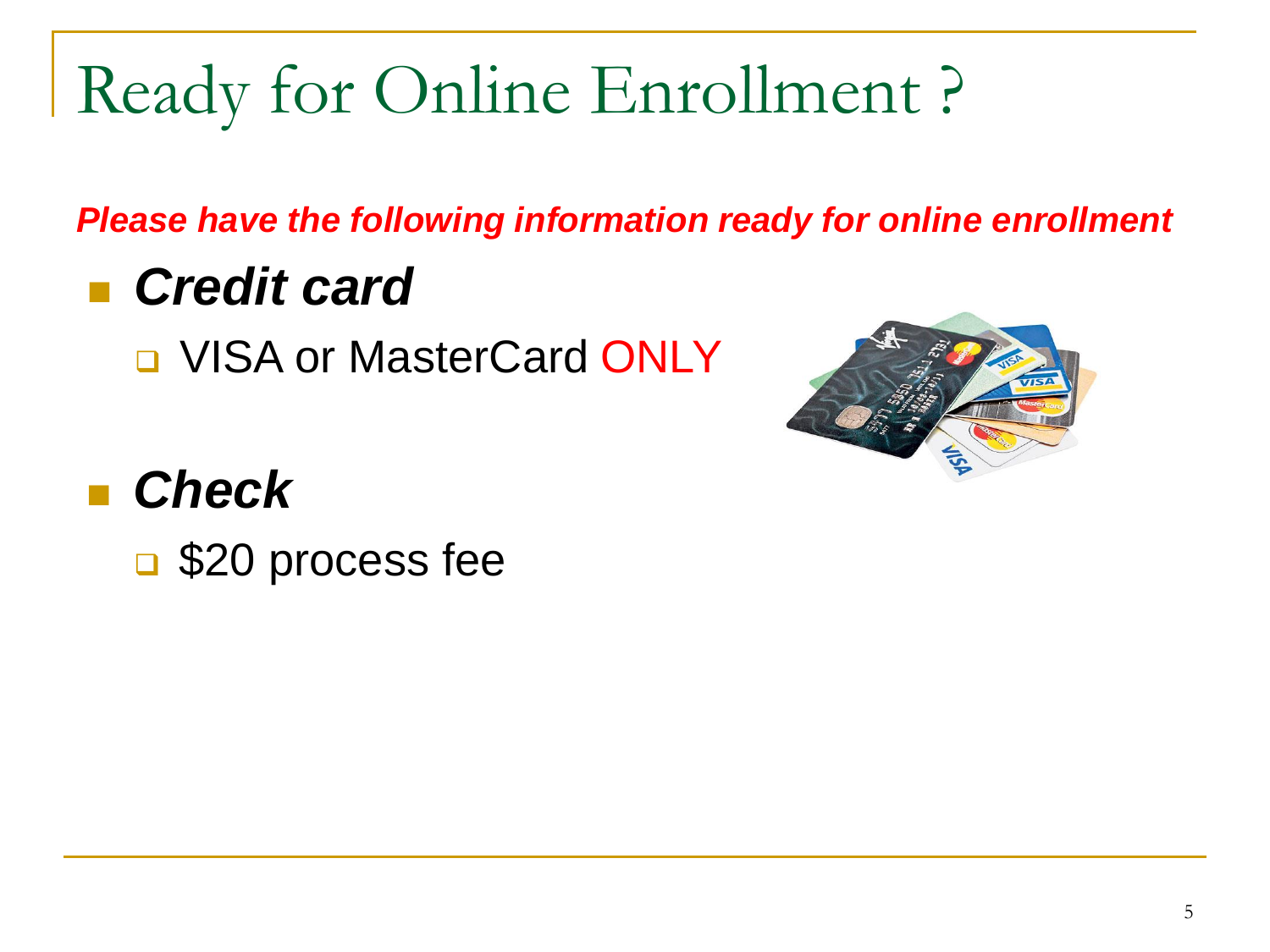# Ready for Online Enrollment ?

***Please have the following information ready for online enrollment***

- ***Credit card***
  - VISA or MasterCard ONLY
- ***Check***
  - $20 process fee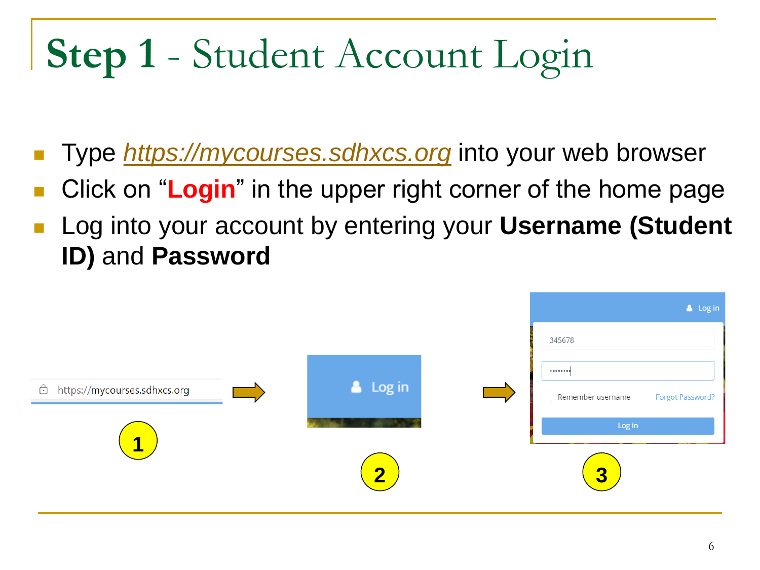# **Step 1** - Student Account Login

- Type *https://mycourses.sdhxcs.org* into your web browser
- Click on "**Login**" in the upper right corner of the home page
- Log into your account by entering your **Username (Student ID)** and **Password**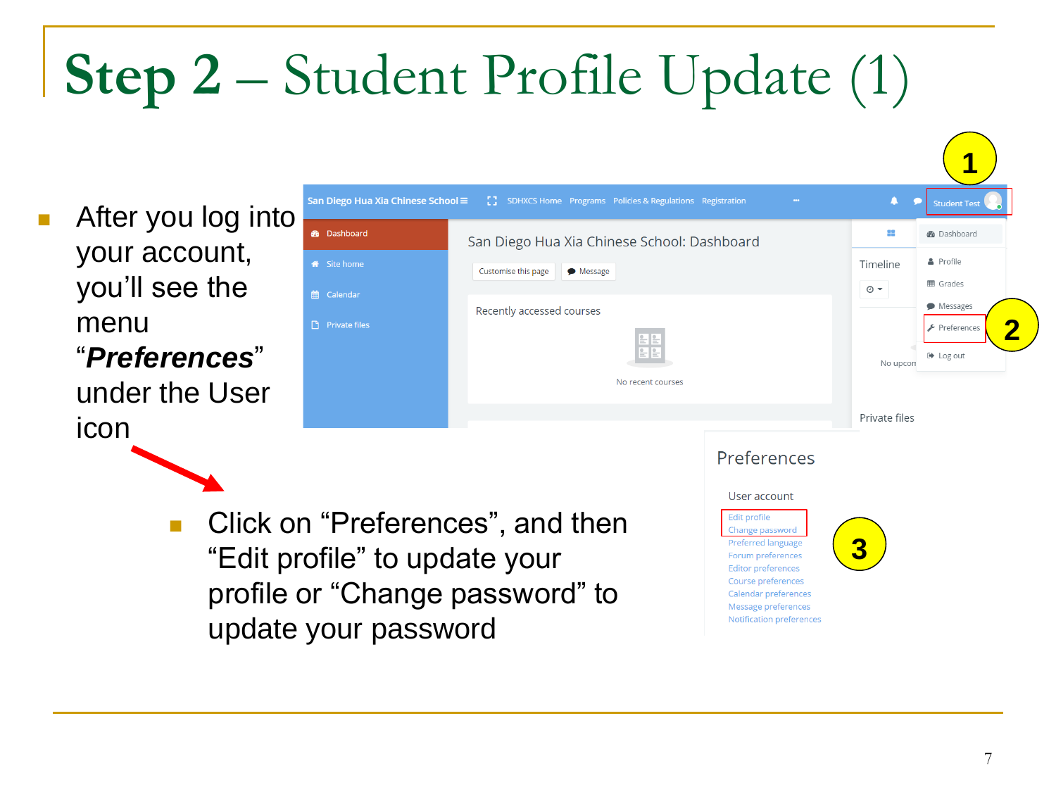# **Step 2** – Student Profile Update (1)

- After you log into your account, you'll see the menu "***Preferences***" under the User icon

  - Click on "Preferences", and then "Edit profile" to update your profile or "Change password" to update your password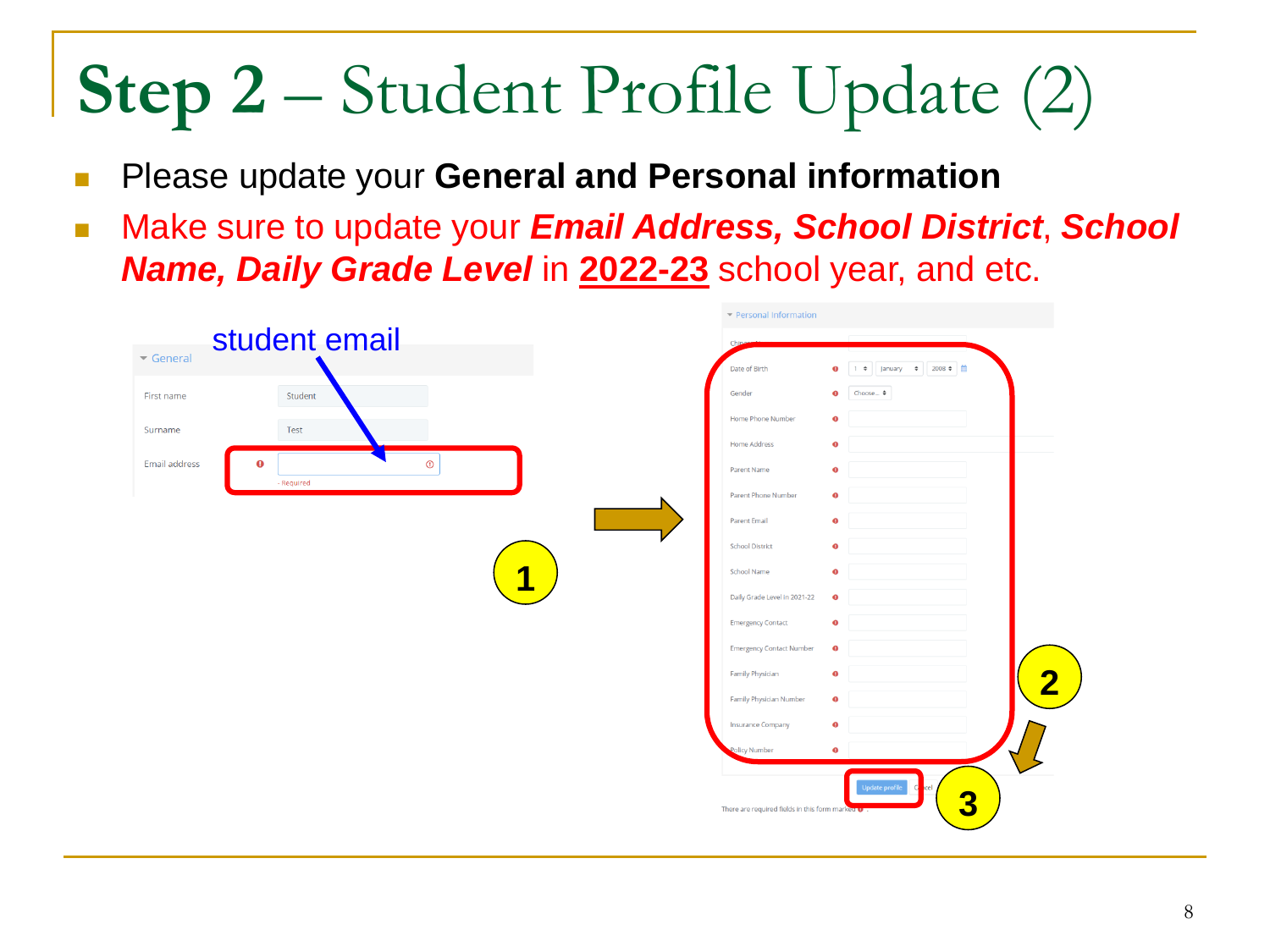# **Step 2** – Student Profile Update (2)

- Please update your **General and Personal information**
- Make sure to update your ***Email Address, School District***, ***School Name, Daily Grade Level*** in **2022-23** school year, and etc.

student email

General

| | |
|---|---|
| First name | Student |
| Surname | Test |
| Email address | - Required |

Personal information

| | |
|---|---|
| Chinese | |
| Date of Birth | 1 January 2008 |
| Gender | Choose... |
| Home Phone Number | |
| Home Address | |
| Parent Name | |
| Parent Phone Number | |
| Parent Email | |
| School District | |
| School Name | |
| Daily Grade Level in 2021-22 | |
| Emergency Contact | |
| Emergency Contact Number | |
| Family Physician | |
| Family Physician Number | |
| Insurance Company | |
| Policy Number | |

Update profile Cancel

There are required fields in this form marked.

1

2

3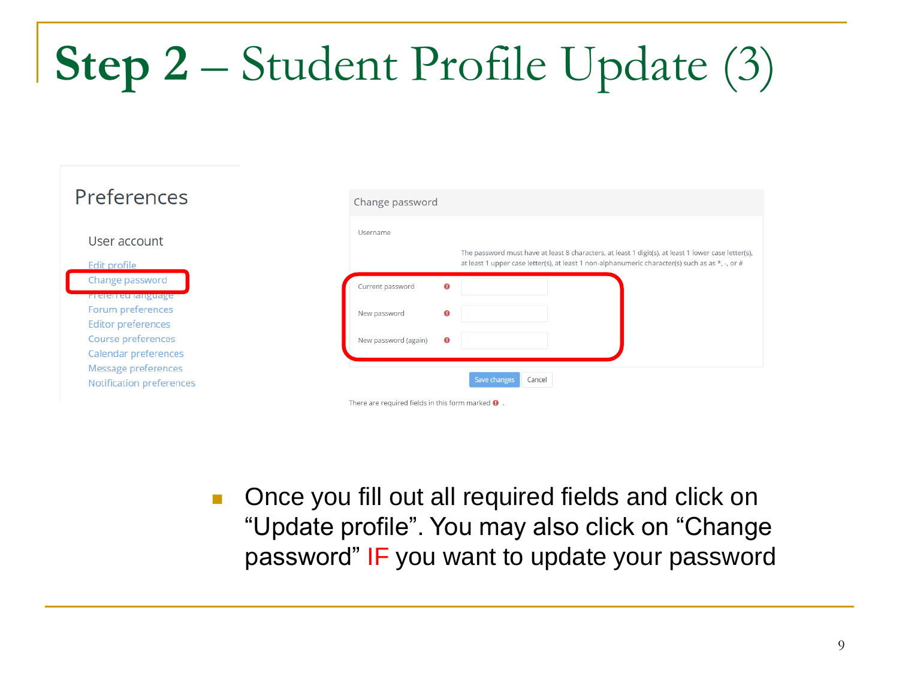# Step 2 – Student Profile Update (3)

Preferences

User account

Edit profile
Change password
Preferred language
Forum preferences
Editor preferences
Course preferences
Calendar preferences
Message preferences
Notification preferences

Change password

Username

The password must have at least 8 characters, at least 1 digit(s), at least 1 lower case letter(s), at least 1 upper case letter(s), at least 1 non-alphanumeric character(s) such as as *, -, or #

Current password

New password

New password (again)

Save changes | Cancel

There are required fields in this form marked .

- Once you fill out all required fields and click on "Update profile". You may also click on "Change password" IF you want to update your password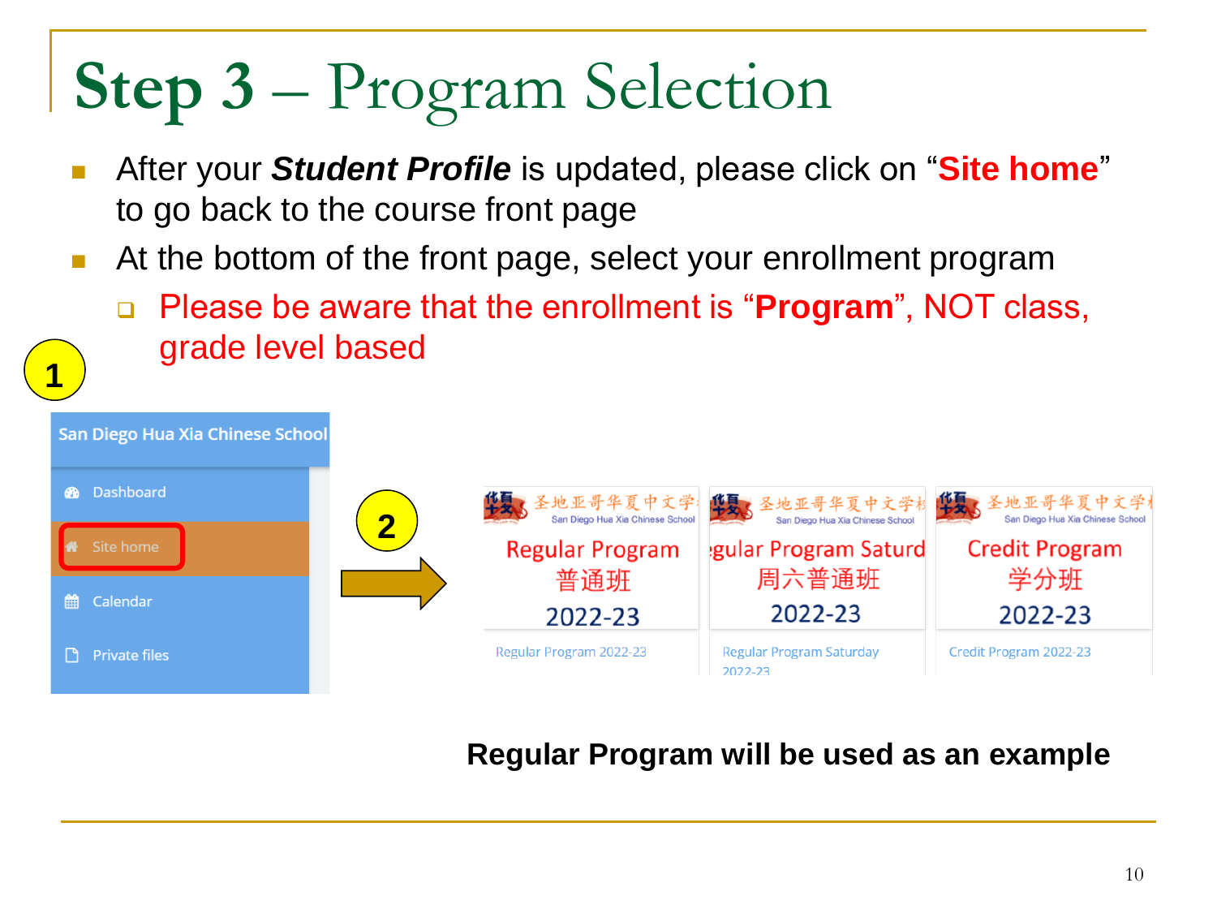# **Step 3** – Program Selection

- After your ***Student Profile*** is updated, please click on "**Site home**" to go back to the course front page
- At the bottom of the front page, select your enrollment program
  - Please be aware that the enrollment is "**Program**", NOT class, grade level based

1

San Diego Hua Xia Chinese School

- Dashboard
- Site home
- Calendar
- Private files

2

| Regular Program 普通班 2022-23 | Regular Program Saturday 周六普通班 2022-23 | Credit Program 学分班 2022-23 |
| --- | --- | --- |
| Regular Program 2022-23 | Regular Program Saturday 2022-23 | Credit Program 2022-23 |

**Regular Program will be used as an example**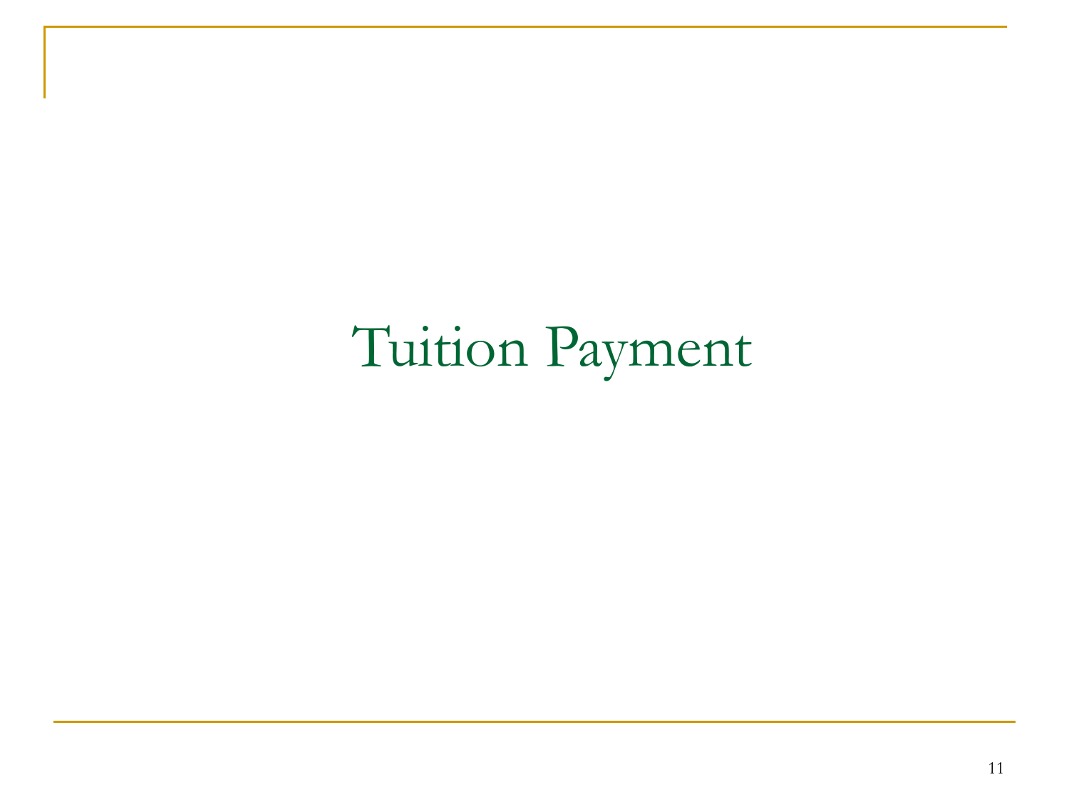# Tuition Payment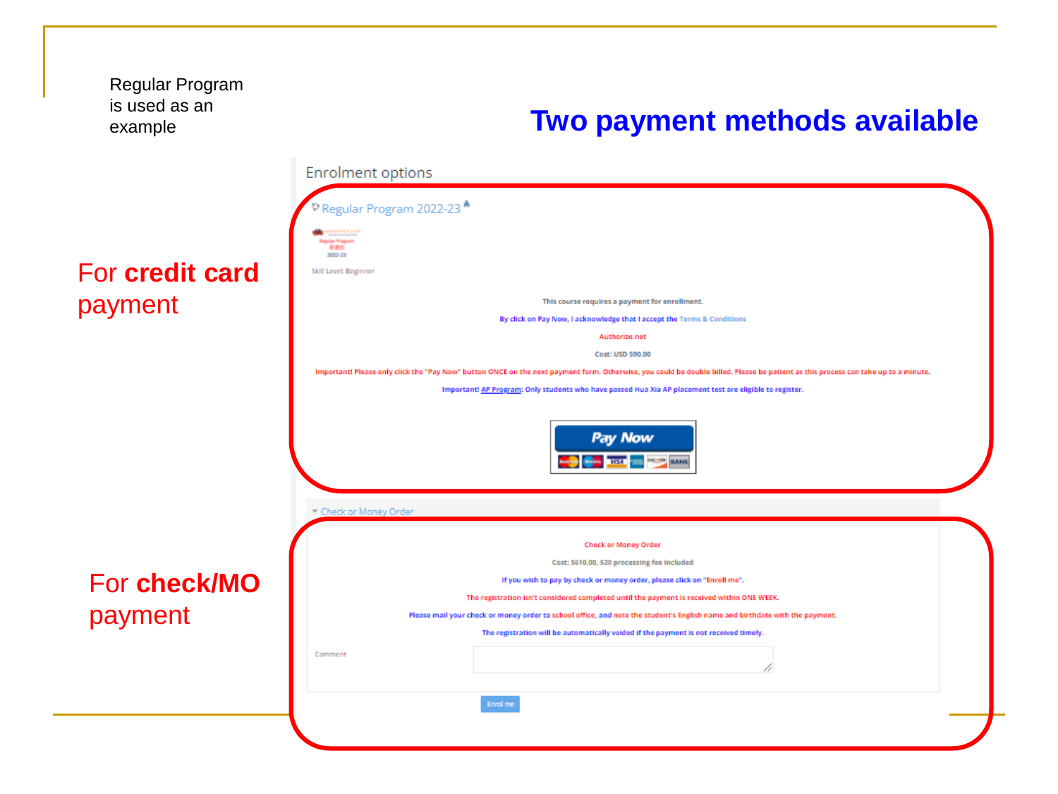Regular Program is used as an example

# Two payment methods available

For **credit card** payment

Enrolment options

Regular Program 2022-23

Skill Level: Beginner

This course requires a payment for enrollment.

By click on Pay Now, I acknowledge that I accept the Terms & Conditions

Authorize.net

Cost: USD 590.00

Important! Please only click the "Pay Now" button ONCE on the next payment form. Otherwise, you could be double billed. Please be patient as this process can take up to a minute.

Important! AP Program: Only students who have passed Hua Xia AP placement test are eligible to register.

Pay Now

For **check/MO** payment

Check or Money Order

Check or Money Order

Cost: $610.00, $20 processing fee included

If you wish to pay by check or money order, please click on "Enroll me".

The registration isn't considered completed until the payment is received within ONE WEEK.

Please mail your check or money order to school office, and note the student's English name and birthdate with the payment.

The registration will be automatically voided if the payment is not received timely.

Comment

Enrol me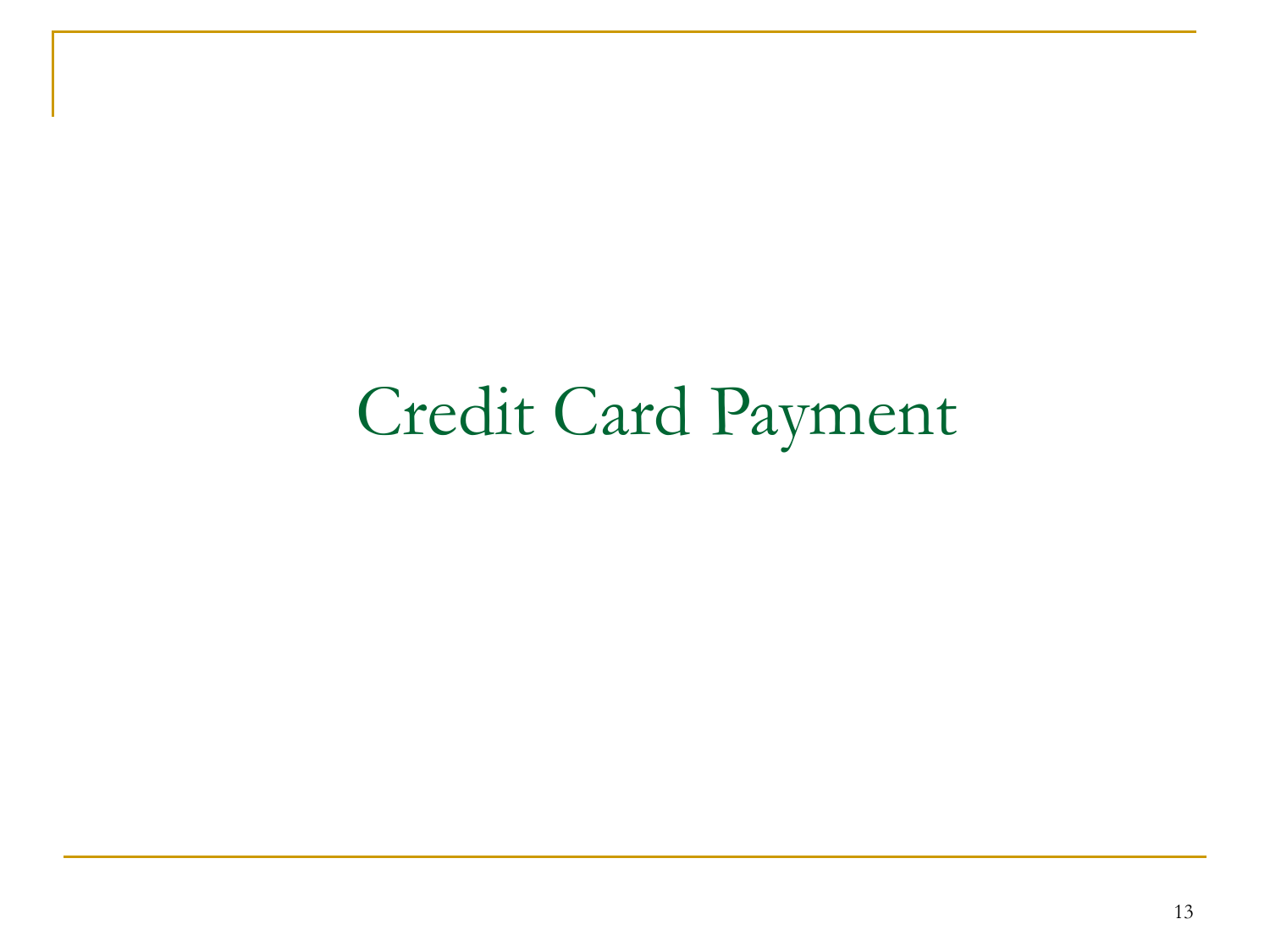# Credit Card Payment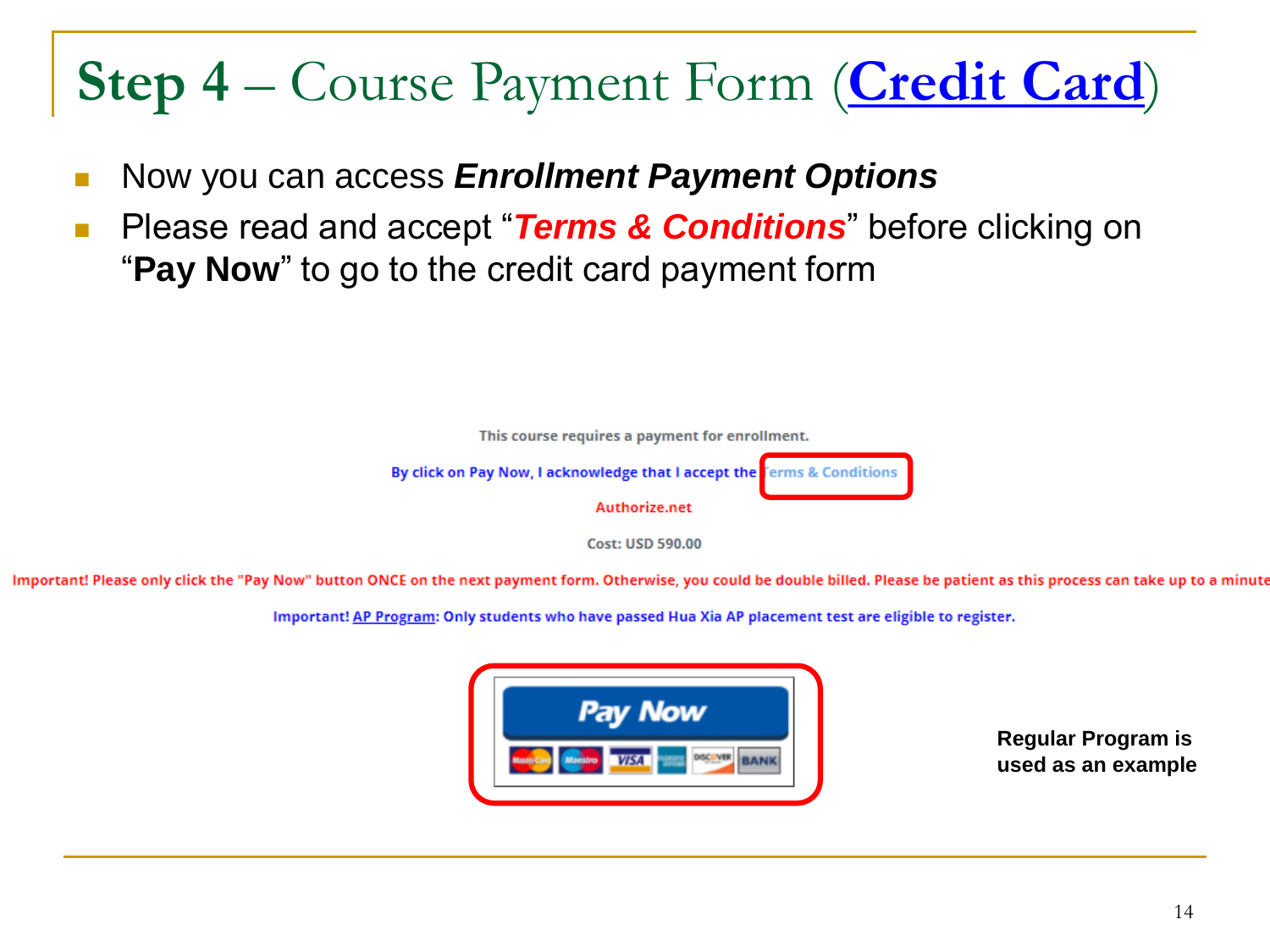# **Step 4** – Course Payment Form (**Credit Card**)

- Now you can access ***Enrollment Payment Options***
- Please read and accept "***Terms & Conditions***" before clicking on "**Pay Now**" to go to the credit card payment form

This course requires a payment for enrollment.

By click on Pay Now, I acknowledge that I accept the Terms & Conditions

Authorize.net

Cost: USD 590.00

Important! Please only click the "Pay Now" button ONCE on the next payment form. Otherwise, you could be double billed. Please be patient as this process can take up to a minute

Important! AP Program: Only students who have passed Hua Xia AP placement test are eligible to register.

Pay Now

**Regular Program is used as an example**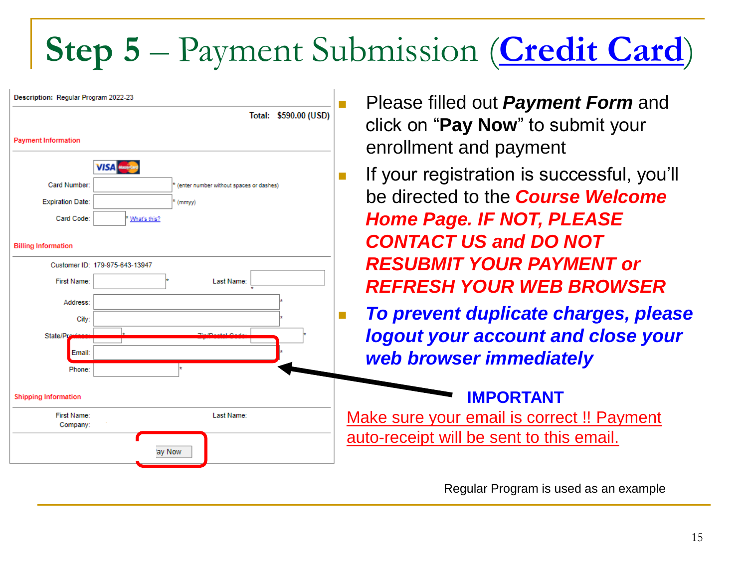# **Step 5** – Payment Submission (Credit Card)

Description: Regular Program 2022-23

Total: $590.00 (USD)

Payment Information

Card Number: * (enter number without spaces or dashes)

Expiration Date: * (mmyy)

Card Code: * What's this?

Billing Information

Customer ID: 179-975-643-13947

First Name: * Last Name: *

Address: *

City: *

State/Province: * Zip/Postal Code: *

Email: *

Phone: *

Shipping Information

First Name: Last Name:

Company:

Pay Now

- Please filled out ***Payment Form*** and click on "**Pay Now**" to submit your enrollment and payment
- If your registration is successful, you'll be directed to the ***Course Welcome Home Page. IF NOT, PLEASE CONTACT US and DO NOT RESUBMIT YOUR PAYMENT or REFRESH YOUR WEB BROWSER***
- ***To prevent duplicate charges, please logout your account and close your web browser immediately***

**IMPORTANT**

Make sure your email is correct !! Payment auto-receipt will be sent to this email.

Regular Program is used as an example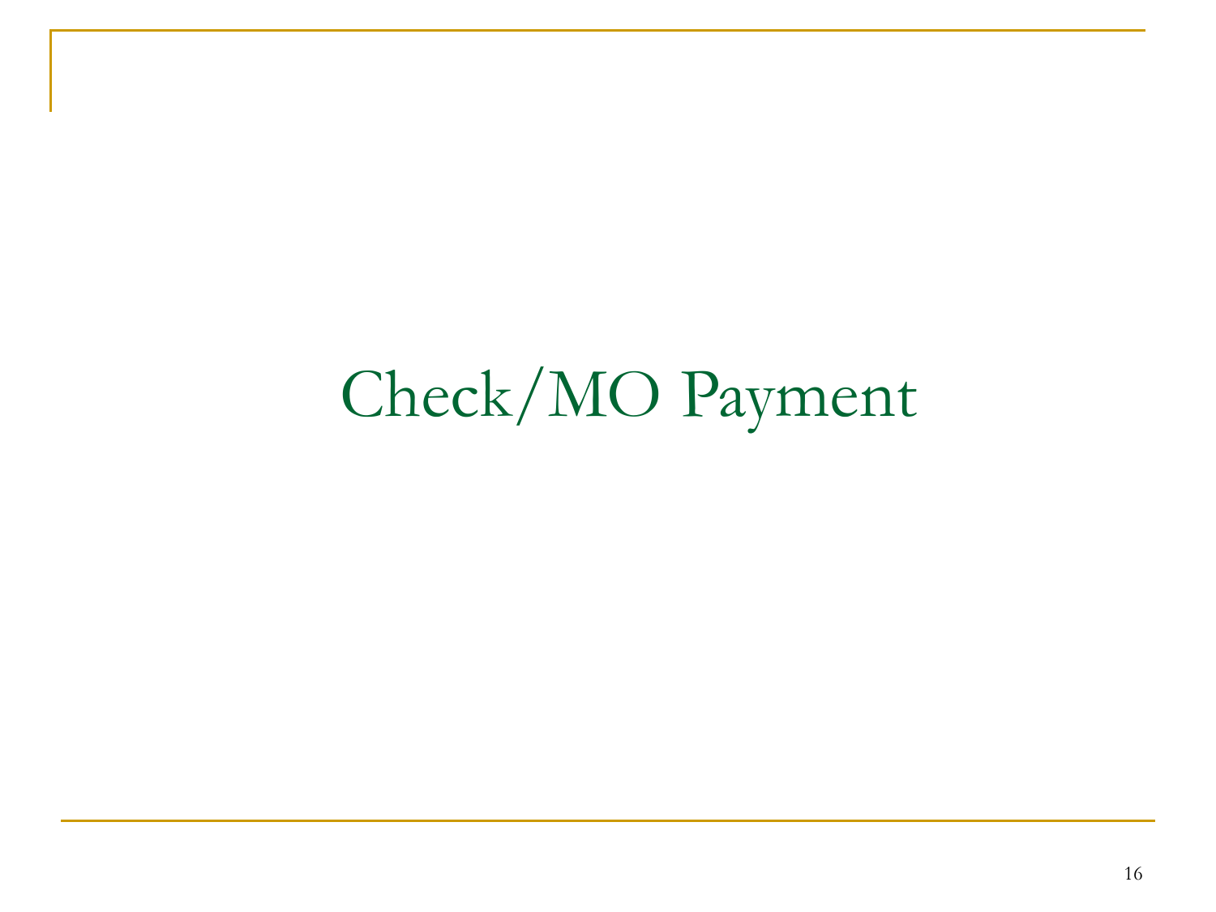# Check/MO Payment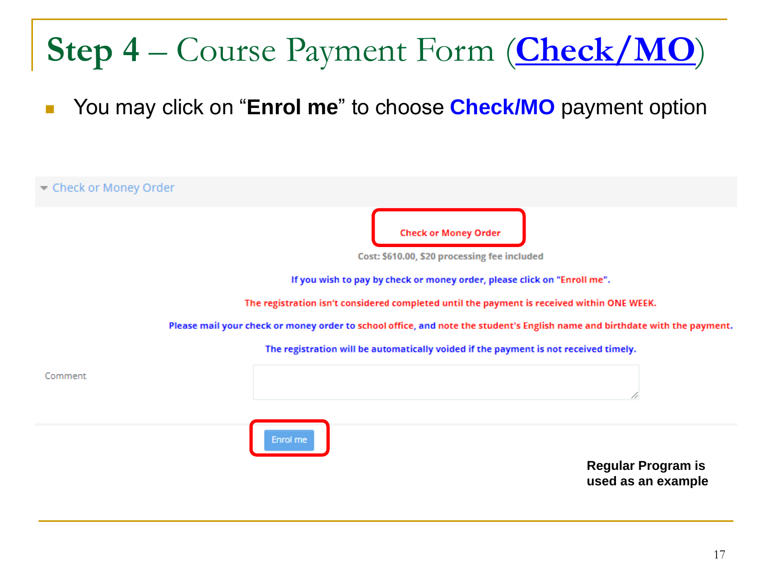# **Step 4** – Course Payment Form (**Check/MO**)

- You may click on "**Enrol me**" to choose **Check/MO** payment option

Check or Money Order

Check or Money Order

Cost: $610.00, $20 processing fee included

If you wish to pay by check or money order, please click on "Enroll me".

The registration isn't considered completed until the payment is received within ONE WEEK.

Please mail your check or money order to school office, and note the student's English name and birthdate with the payment.

The registration will be automatically voided if the payment is not received timely.

Comment

Enrol me

**Regular Program is used as an example**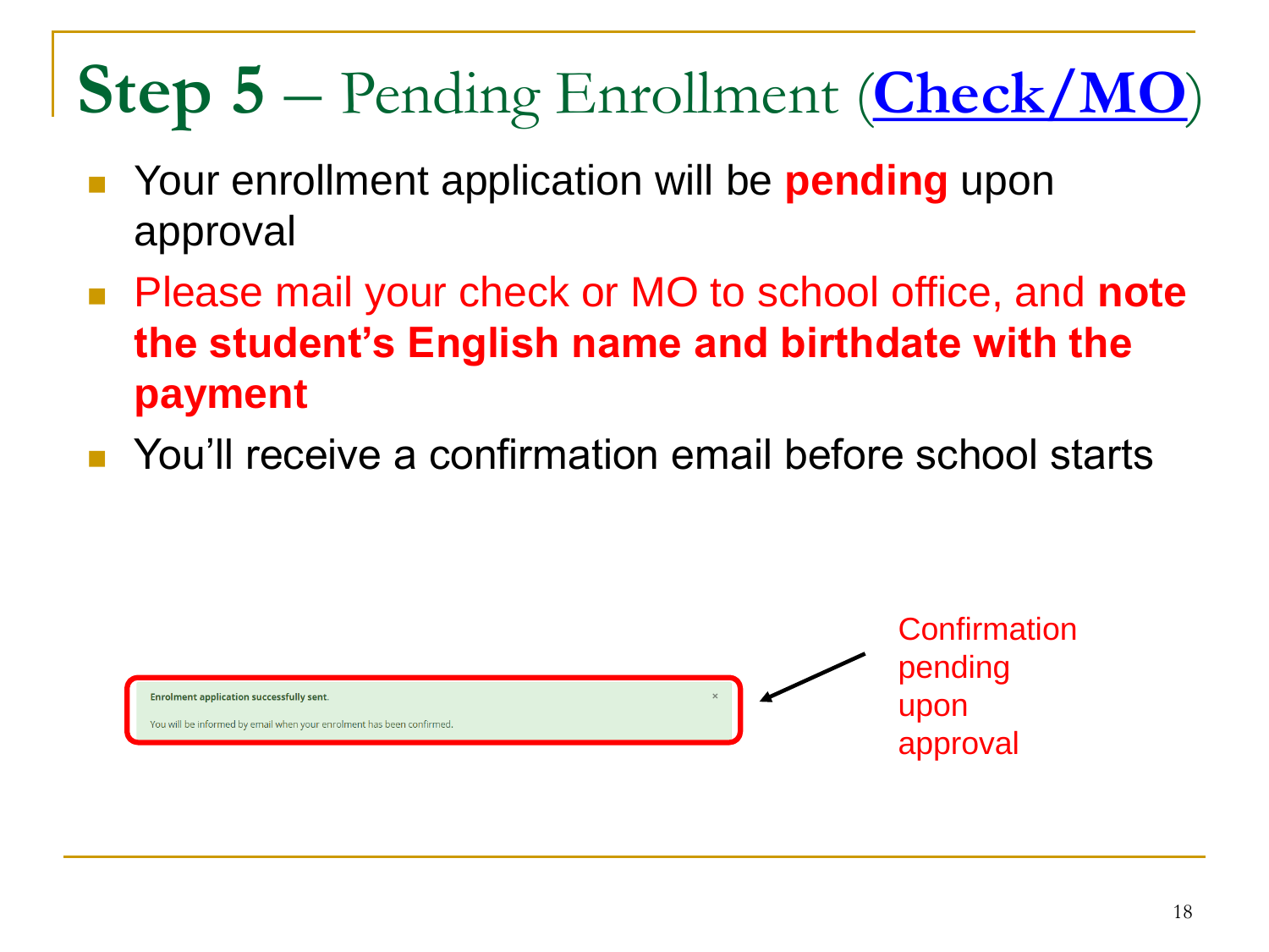# **Step 5** – Pending Enrollment ([**Check/MO**]())

- Your enrollment application will be **pending** upon approval
- Please mail your check or MO to school office, and **note the student's English name and birthdate with the payment**
- You'll receive a confirmation email before school starts

**Enrolment application successfully sent.** ×

You will be informed by email when your enrolment has been confirmed.

Confirmation pending upon approval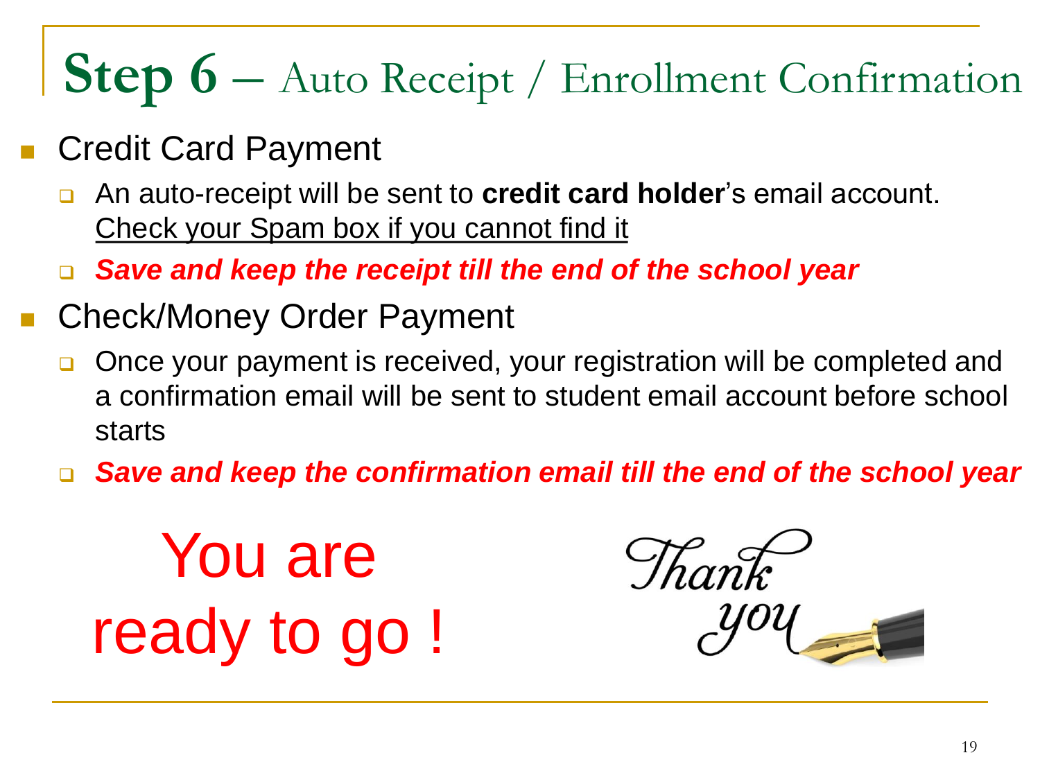# **Step 6** – Auto Receipt / Enrollment Confirmation

- Credit Card Payment
  - An auto-receipt will be sent to **credit card holder**'s email account. Check your Spam box if you cannot find it
  - ***Save and keep the receipt till the end of the school year***
- Check/Money Order Payment
  - Once your payment is received, your registration will be completed and a confirmation email will be sent to student email account before school starts
  - ***Save and keep the confirmation email till the end of the school year***

You are ready to go !

Thank you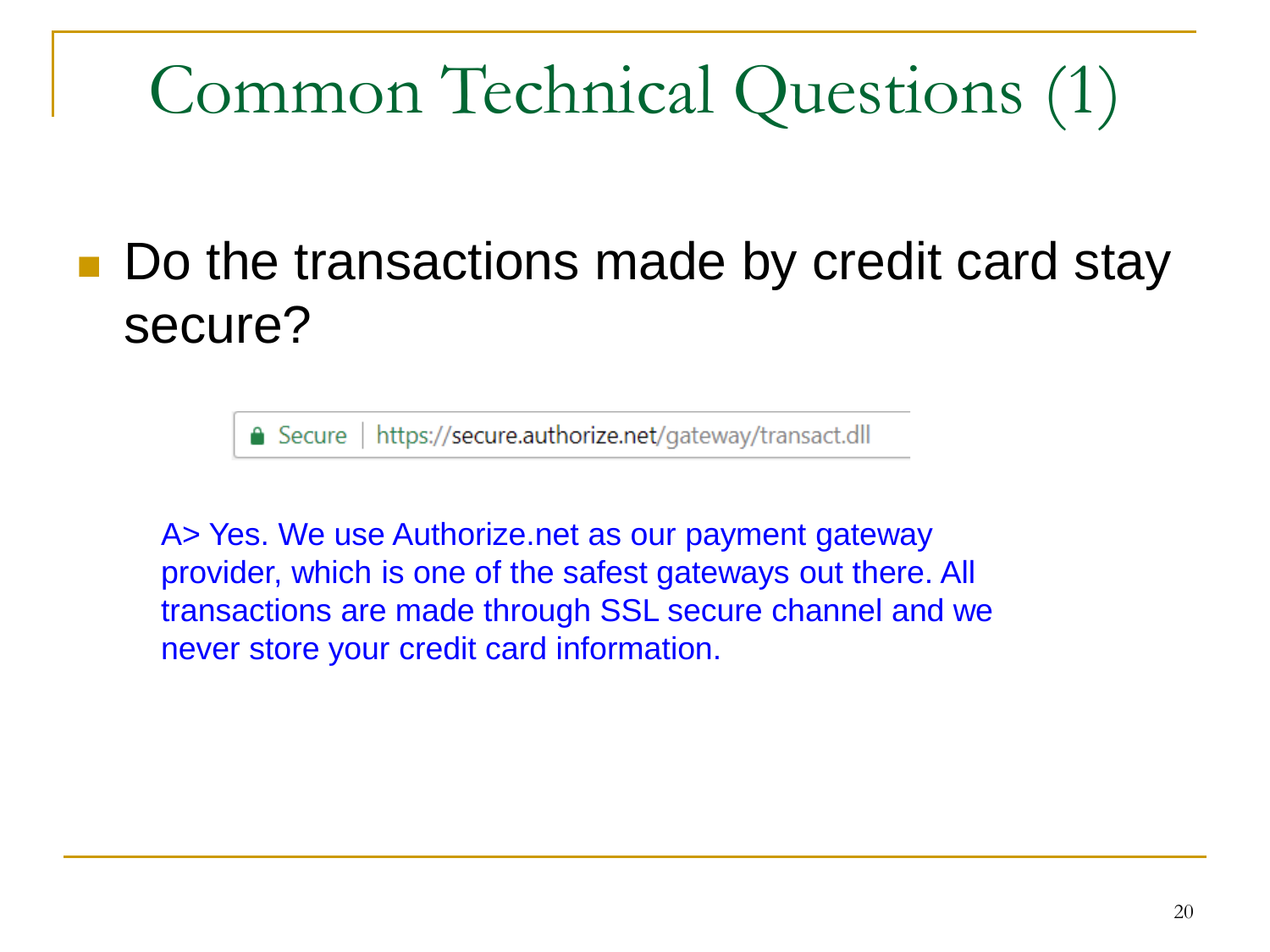# Common Technical Questions (1)

- Do the transactions made by credit card stay secure?

Secure | https://secure.authorize.net/gateway/transact.dll

A> Yes. We use Authorize.net as our payment gateway provider, which is one of the safest gateways out there. All transactions are made through SSL secure channel and we never store your credit card information.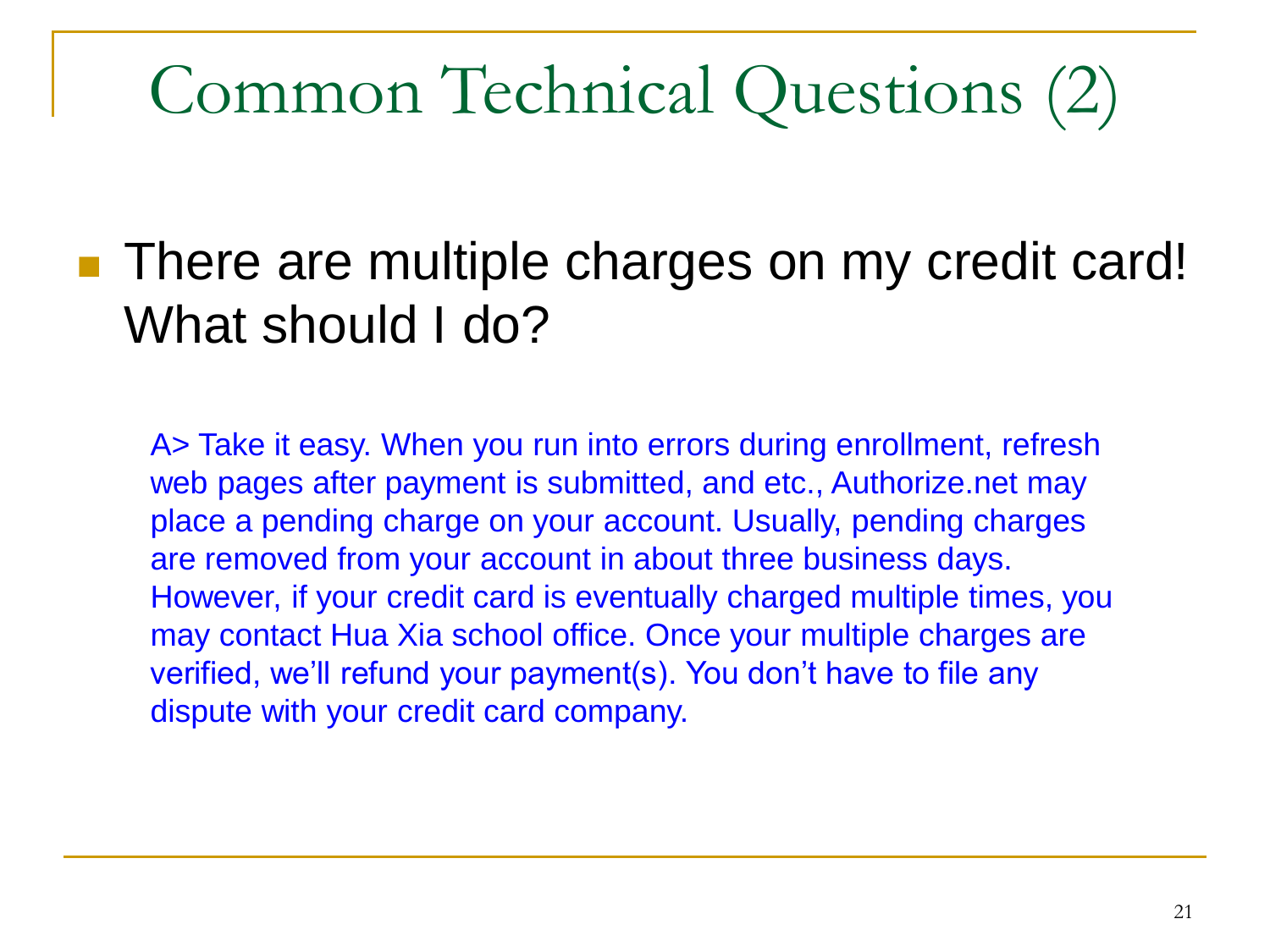# Common Technical Questions (2)

- There are multiple charges on my credit card! What should I do?

  A> Take it easy. When you run into errors during enrollment, refresh web pages after payment is submitted, and etc., Authorize.net may place a pending charge on your account. Usually, pending charges are removed from your account in about three business days. However, if your credit card is eventually charged multiple times, you may contact Hua Xia school office. Once your multiple charges are verified, we'll refund your payment(s). You don't have to file any dispute with your credit card company.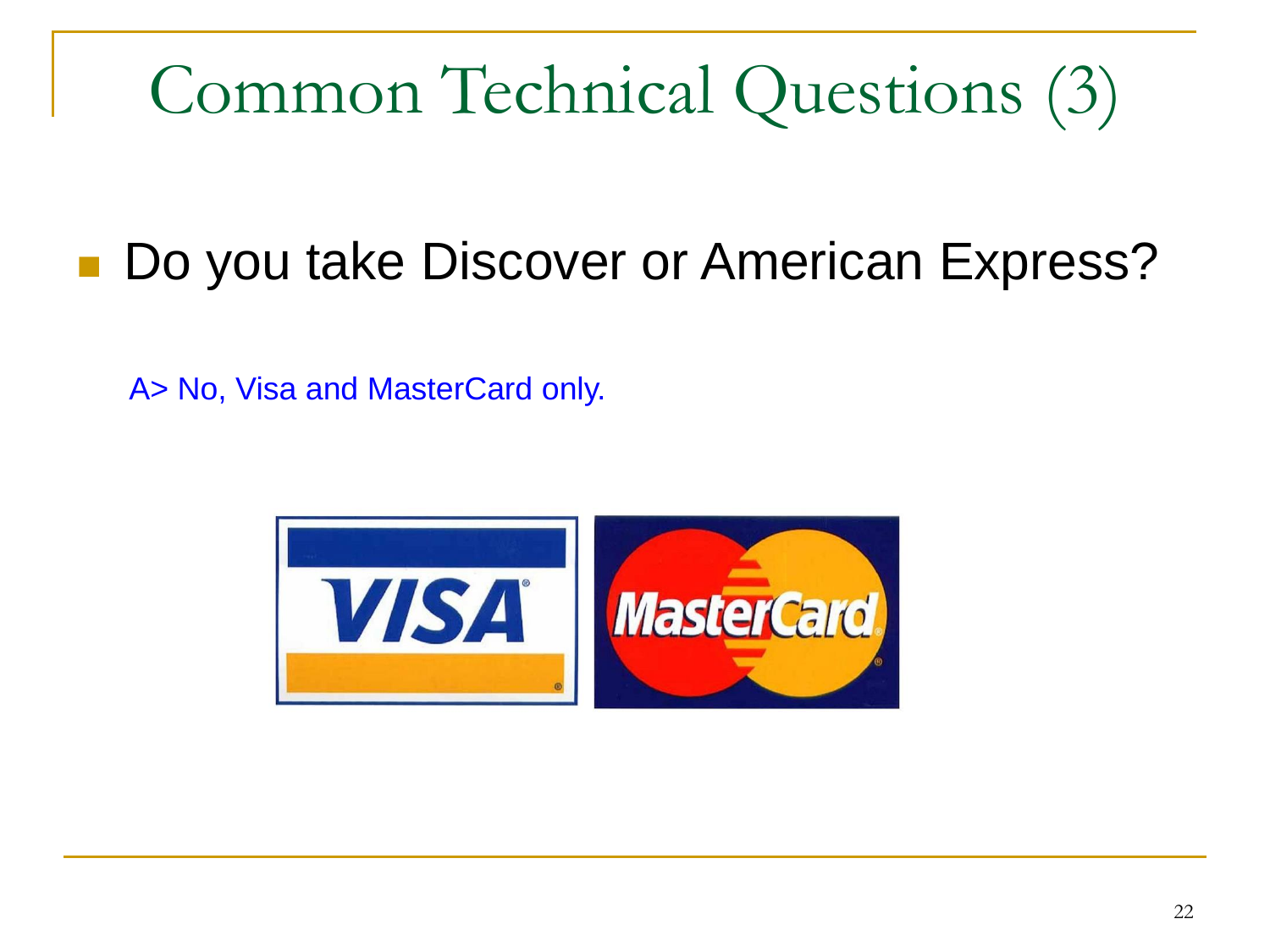# Common Technical Questions (3)

- Do you take Discover or American Express?

A> No, Visa and MasterCard only.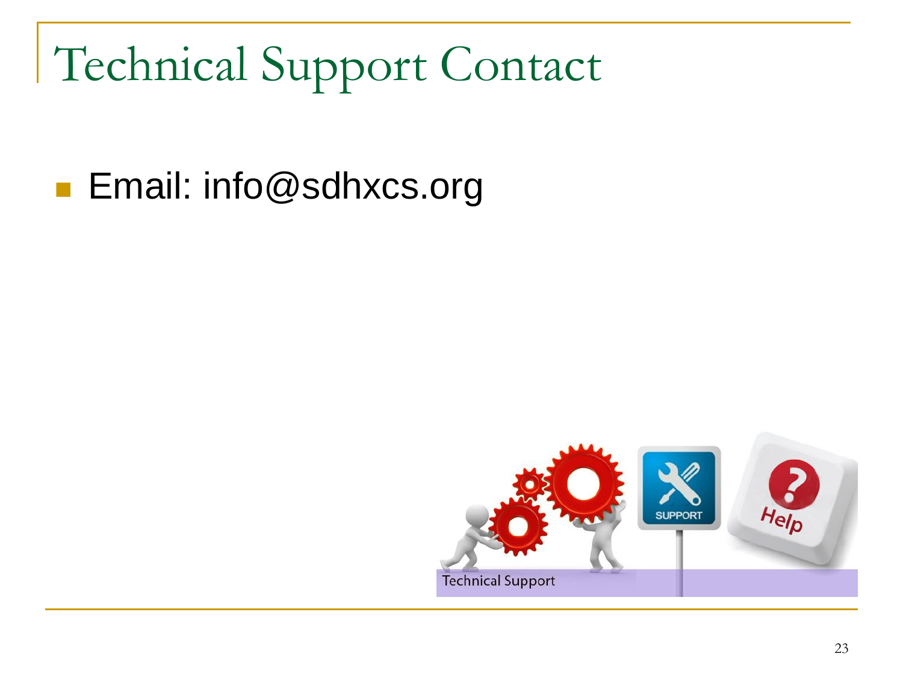# Technical Support Contact

- Email: info@sdhxcs.org